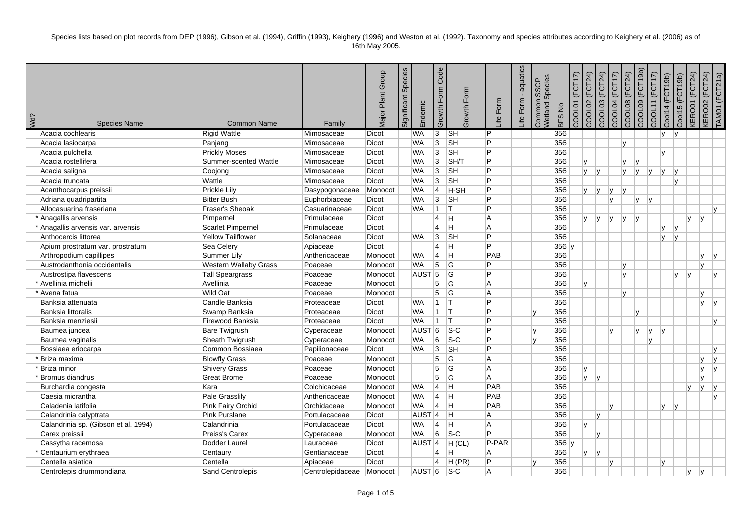Species lists based on plot records from DEP (1996), Gibson et al. (1994), Griffin (1993), Keighery (1996) and Weston et al. (1992). Taxonomy and species attributes according to Keighery et al. (2006) as of 16th May 2005.

| Wd? | Species Name | Common Name | Family | Major Plant Group | Significant Species | Endemic | Growth Form Code | Growth Form | Life Form | Life Form - aquatics | Common SSCP Wetland Species | BFS No | COOL01 (FCT17) | COOL02 (FCT24) | COOL03 (FCT24) | COOL04 (FCT17) | COOL08 (FCT24) | COOL09 (FCT19b) | COOL11 (FCT17) | Cool14 (FCT19b) | Cool15 (FCT19b) | KERO01 (FCT24) | KERO02 (FCT24) | TAM01 (FCT21a) |
|---|---|---|---|---|---|---|---|---|---|---|---|---|---|---|---|---|---|---|---|---|---|---|---|---|
| | Acacia cochlearis | Rigid Wattle | Mimosaceae | Dicot | | WA | 3 | SH | P | | | 356 | | | | | | | | y | y | | | |
| | Acacia lasiocarpa | Panjang | Mimosaceae | Dicot | | WA | 3 | SH | P | | | 356 | | | | | y | | | | | | | |
| | Acacia pulchella | Prickly Moses | Mimosaceae | Dicot | | WA | 3 | SH | P | | | 356 | | | | | | | | y | | | | |
| | Acacia rostellifera | Summer-scented Wattle | Mimosaceae | Dicot | | WA | 3 | SH/T | P | | | 356 | | y | | | y | y | | | | | | |
| | Acacia saligna | Coojong | Mimosaceae | Dicot | | WA | 3 | SH | P | | | 356 | | y | y | | y | y | y | y | y | | | |
| | Acacia truncata | Wattle | Mimosaceae | Dicot | | WA | 3 | SH | P | | | 356 | | | | | | | | | y | | | |
| | Acanthocarpus preissii | Prickle Lily | Dasypogonaceae | Monocot | | WA | 4 | H-SH | P | | | 356 | | y | y | y | y | | | | | | | |
| | Adriana quadripartita | Bitter Bush | Euphorbiaceae | Dicot | | WA | 3 | SH | P | | | 356 | | | | y | | y | y | | | | | |
| | Allocasuarina fraseriana | Fraser's Sheoak | Casuarinaceae | Dicot | | WA | 1 | T | P | | | 356 | | | | | | | | | | | | y |
| * | Anagallis arvensis | Pimpernel | Primulaceae | Dicot | | | 4 | H | A | | | 356 | | y | y | y | y | y | | | | y | y | |
| * | Anagallis arvensis var. arvensis | Scarlet Pimpernel | Primulaceae | Dicot | | | 4 | H | A | | | 356 | | | | | | | | y | y | | | |
| | Anthocercis littorea | Yellow Tailflower | Solanaceae | Dicot | | WA | 3 | SH | P | | | 356 | | | | | | | | y | y | | | |
| | Apium prostratum var. prostratum | Sea Celery | Apiaceae | Dicot | | | 4 | H | P | | | 356 | y | | | | | | | | | | | |
| | Arthropodium capillipes | Summer Lily | Anthericaceae | Monocot | | WA | 4 | H | PAB | | | 356 | | | | | | | | | | | y | y |
| | Austrodanthonia occidentalis | Western Wallaby Grass | Poaceae | Monocot | | WA | 5 | G | P | | | 356 | | | | | y | | | | | | y | |
| | Austrostipa flavescens | Tall Speargrass | Poaceae | Monocot | | AUST | 5 | G | P | | | 356 | | | | | y | | | | y | y | | y |
| * | Avellinia michelii | Avellinia | Poaceae | Monocot | | | 5 | G | A | | | 356 | | y | | | | | | | | | | |
| * | Avena fatua | Wild Oat | Poaceae | Monocot | | | 5 | G | A | | | 356 | | | | | y | | | | | | y | |
| | Banksia attenuata | Candle Banksia | Proteaceae | Dicot | | WA | 1 | T | P | | | 356 | | | | | | | | | | | y | y |
| | Banksia littoralis | Swamp Banksia | Proteaceae | Dicot | | WA | 1 | T | P | | y | 356 | | | | | | y | | | | | | |
| | Banksia menziesii | Firewood Banksia | Proteaceae | Dicot | | WA | 1 | T | P | | | 356 | | | | | | | | | | | | y |
| | Baumea juncea | Bare Twigrush | Cyperaceae | Monocot | | AUST | 6 | S-C | P | | y | 356 | | | | y | | y | y | y | | | | |
| | Baumea vaginalis | Sheath Twigrush | Cyperaceae | Monocot | | WA | 6 | S-C | P | | y | 356 | | | | | | | y | | | | | |
| | Bossiaea eriocarpa | Common Bossiaea | Papilionaceae | Dicot | | WA | 3 | SH | P | | | 356 | | | | | | | | | | | | y |
| * | Briza maxima | Blowfly Grass | Poaceae | Monocot | | | 5 | G | A | | | 356 | | | | | | | | | | | y | y |
| * | Briza minor | Shivery Grass | Poaceae | Monocot | | | 5 | G | A | | | 356 | | y | | | | | | | | | y | y |
| * | Bromus diandrus | Great Brome | Poaceae | Monocot | | | 5 | G | A | | | 356 | | y | y | | | | | | | | y | |
| | Burchardia congesta | Kara | Colchicaceae | Monocot | | WA | 4 | H | PAB | | | 356 | | | | | | | | | | y | y | y |
| | Caesia micrantha | Pale Grasslily | Anthericaceae | Monocot | | WA | 4 | H | PAB | | | 356 | | | | | | | | | | | | y |
| | Caladenia latifolia | Pink Fairy Orchid | Orchidaceae | Monocot | | WA | 4 | H | PAB | | | 356 | | | | y | | | | y | y | | | |
| | Calandrinia calyptrata | Pink Purslane | Portulacaceae | Dicot | | AUST | 4 | H | A | | | 356 | | | y | | | | | | | | | |
| | Calandrinia sp. (Gibson et al. 1994) | Calandrinia | Portulacaceae | Dicot | | WA | 4 | H | A | | | 356 | | y | | | | | | | | | | |
| | Carex preissii | Preiss's Carex | Cyperaceae | Monocot | | WA | 6 | S-C | P | | | 356 | | | y | | | | | | | | | |
| | Cassytha racemosa | Dodder Laurel | Lauraceae | Dicot | | AUST | 4 | H (CL) | P-PAR | | | 356 | y | | | | | | | | | | | |
| * | Centaurium erythraea | Centaury | Gentianaceae | Dicot | | | 4 | H | A | | | 356 | | y | y | | | | | | | | | |
| | Centella asiatica | Centella | Apiaceae | Dicot | | | 4 | H (PR) | P | | y | 356 | | | | y | | | | y | | | | |
| | Centrolepis drummondiana | Sand Centrolepis | Centrolepidaceae | Monocot | | AUST | 6 | S-C | A | | | 356 | | | | | | | | | | y | y | |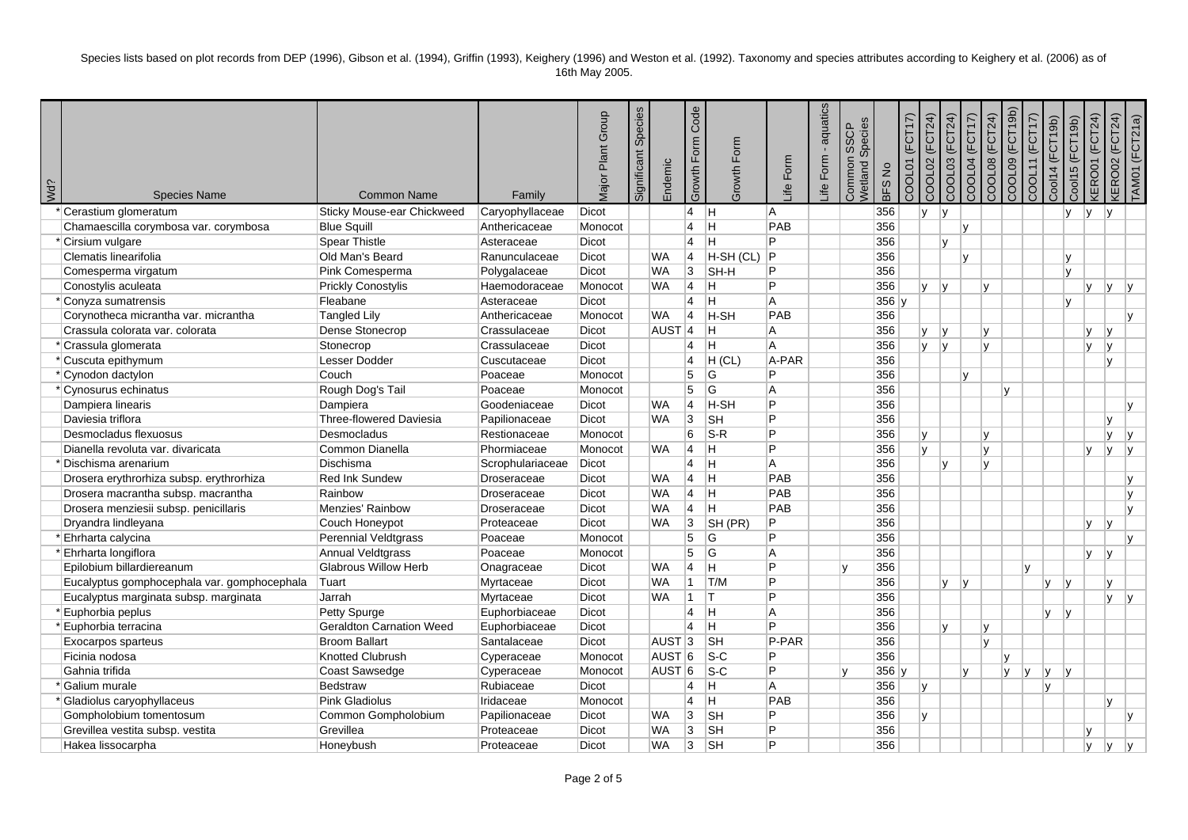Species lists based on plot records from DEP (1996), Gibson et al. (1994), Griffin (1993), Keighery (1996) and Weston et al. (1992). Taxonomy and species attributes according to Keighery et al. (2006) as of 16th May 2005.

| Wd? | Species Name | Common Name | Family | Major Plant Group | Significant Species | Endemic | Growth Form Code | Growth Form | Life Form | Life Form - aquatics | Common SSCP Wetland Species | BFS No | COOL01 (FCT17) | COOL02 (FCT24) | COOL03 (FCT24) | COOL04 (FCT17) | COOL08 (FCT24) | COOL09 (FCT19b) | COOL11 (FCT17) | Cool14 (FCT19b) | Cool15 (FCT19b) | KERO01 (FCT24) | KERO02 (FCT24) | TAM01 (FCT21a) |
|---|---|---|---|---|---|---|---|---|---|---|---|---|---|---|---|---|---|---|---|---|---|---|---|---|
| * | Cerastium glomeratum | Sticky Mouse-ear Chickweed | Caryophyllaceae | Dicot | | | 4 | H | A | | | 356 | | y | y | | | | | | y | y | y | |
| | Chamaescilla corymbosa var. corymbosa | Blue Squill | Anthericaceae | Monocot | | | 4 | H | PAB | | | 356 | | | | y | | | | | | | | |
| * | Cirsium vulgare | Spear Thistle | Asteraceae | Dicot | | | 4 | H | P | | | 356 | | | y | | | | | | | | | |
| | Clematis linearifolia | Old Man's Beard | Ranunculaceae | Dicot | | WA | 4 | H-SH (CL) | P | | | 356 | | | | y | | | | | y | | | |
| | Comesperma virgatum | Pink Comesperma | Polygalaceae | Dicot | | WA | 3 | SH-H | P | | | 356 | | | | | | | | | y | | | |
| | Conostylis aculeata | Prickly Conostylis | Haemodoraceae | Monocot | | WA | 4 | H | P | | | 356 | | y | y | | y | | | | | y | y | y |
| * | Conyza sumatrensis | Fleabane | Asteraceae | Dicot | | | 4 | H | A | | | 356 | y | | | | | | | | y | | | |
| | Corynotheca micrantha var. micrantha | Tangled Lily | Anthericaceae | Monocot | | WA | 4 | H-SH | PAB | | | 356 | | | | | | | | | | | | y |
| | Crassula colorata var. colorata | Dense Stonecrop | Crassulaceae | Dicot | | AUST | 4 | H | A | | | 356 | | y | y | | y | | | | | y | y | |
| * | Crassula glomerata | Stonecrop | Crassulaceae | Dicot | | | 4 | H | A | | | 356 | | y | y | | y | | | | | y | y | |
| * | Cuscuta epithymum | Lesser Dodder | Cuscutaceae | Dicot | | | 4 | H (CL) | A-PAR | | | 356 | | | | | | | | | | | y | |
| * | Cynodon dactylon | Couch | Poaceae | Monocot | | | 5 | G | P | | | 356 | | | | y | | | | | | | | |
| * | Cynosurus echinatus | Rough Dog's Tail | Poaceae | Monocot | | | 5 | G | A | | | 356 | | | | | | y | | | | | | |
| | Dampiera linearis | Dampiera | Goodeniaceae | Dicot | | WA | 4 | H-SH | P | | | 356 | | | | | | | | | | | | y |
| | Daviesia triflora | Three-flowered Daviesia | Papilionaceae | Dicot | | WA | 3 | SH | P | | | 356 | | | | | | | | | | | y | |
| | Desmocladus flexuosus | Desmocladus | Restionaceae | Monocot | | | 6 | S-R | P | | | 356 | | y | | | y | | | | | | y | y |
| | Dianella revoluta var. divaricata | Common Dianella | Phormiaceae | Monocot | | WA | 4 | H | P | | | 356 | | y | | | y | | | | | y | y | y |
| * | Dischisma arenarium | Dischisma | Scrophulariaceae | Dicot | | | 4 | H | A | | | 356 | | | y | | y | | | | | | | |
| | Drosera erythrorhiza subsp. erythrorhiza | Red Ink Sundew | Droseraceae | Dicot | | WA | 4 | H | PAB | | | 356 | | | | | | | | | | | | y |
| | Drosera macrantha subsp. macrantha | Rainbow | Droseraceae | Dicot | | WA | 4 | H | PAB | | | 356 | | | | | | | | | | | | y |
| | Drosera menziesii subsp. penicillaris | Menzies' Rainbow | Droseraceae | Dicot | | WA | 4 | H | PAB | | | 356 | | | | | | | | | | | | y |
| | Dryandra lindleyana | Couch Honeypot | Proteaceae | Dicot | | WA | 3 | SH (PR) | P | | | 356 | | | | | | | | | | y | y | |
| * | Ehrharta calycina | Perennial Veldtgrass | Poaceae | Monocot | | | 5 | G | P | | | 356 | | | | | | | | | | | | y |
| * | Ehrharta longiflora | Annual Veldtgrass | Poaceae | Monocot | | | 5 | G | A | | | 356 | | | | | | | | | | y | y | |
| | Epilobium billardiereanum | Glabrous Willow Herb | Onagraceae | Dicot | | WA | 4 | H | P | | y | 356 | | | | | | | y | | | | | |
| | Eucalyptus gomphocephala var. gomphocephala | Tuart | Myrtaceae | Dicot | | WA | 1 | T/M | P | | | 356 | | | y | y | | | | y | y | | y | |
| | Eucalyptus marginata subsp. marginata | Jarrah | Myrtaceae | Dicot | | WA | 1 | T | P | | | 356 | | | | | | | | | | | y | y |
| * | Euphorbia peplus | Petty Spurge | Euphorbiaceae | Dicot | | | 4 | H | A | | | 356 | | | | | | | | y | y | | | |
| * | Euphorbia terracina | Geraldton Carnation Weed | Euphorbiaceae | Dicot | | | 4 | H | P | | | 356 | | | y | | y | | | | | | | |
| | Exocarpos sparteus | Broom Ballart | Santalaceae | Dicot | | AUST | 3 | SH | P-PAR | | | 356 | | | | | y | | | | | | | |
| | Ficinia nodosa | Knotted Clubrush | Cyperaceae | Monocot | | AUST | 6 | S-C | P | | | 356 | | | | | | y | | | | | | |
| | Gahnia trifida | Coast Sawsedge | Cyperaceae | Monocot | | AUST | 6 | S-C | P | | y | 356 | y | | | y | | y | y | y | y | | | |
| * | Galium murale | Bedstraw | Rubiaceae | Dicot | | | 4 | H | A | | | 356 | | y | | | | | | y | | | | |
| * | Gladiolus caryophyllaceus | Pink Gladiolus | Iridaceae | Monocot | | | 4 | H | PAB | | | 356 | | | | | | | | | | | y | |
| | Gompholobium tomentosum | Common Gompholobium | Papilionaceae | Dicot | | WA | 3 | SH | P | | | 356 | | y | | | | | | | | | | y |
| | Grevillea vestita subsp. vestita | Grevillea | Proteaceae | Dicot | | WA | 3 | SH | P | | | 356 | | | | | | | | | | y | | |
| | Hakea lissocarpha | Honeybush | Proteaceae | Dicot | | WA | 3 | SH | P | | | 356 | | | | | | | | | | y | y | y |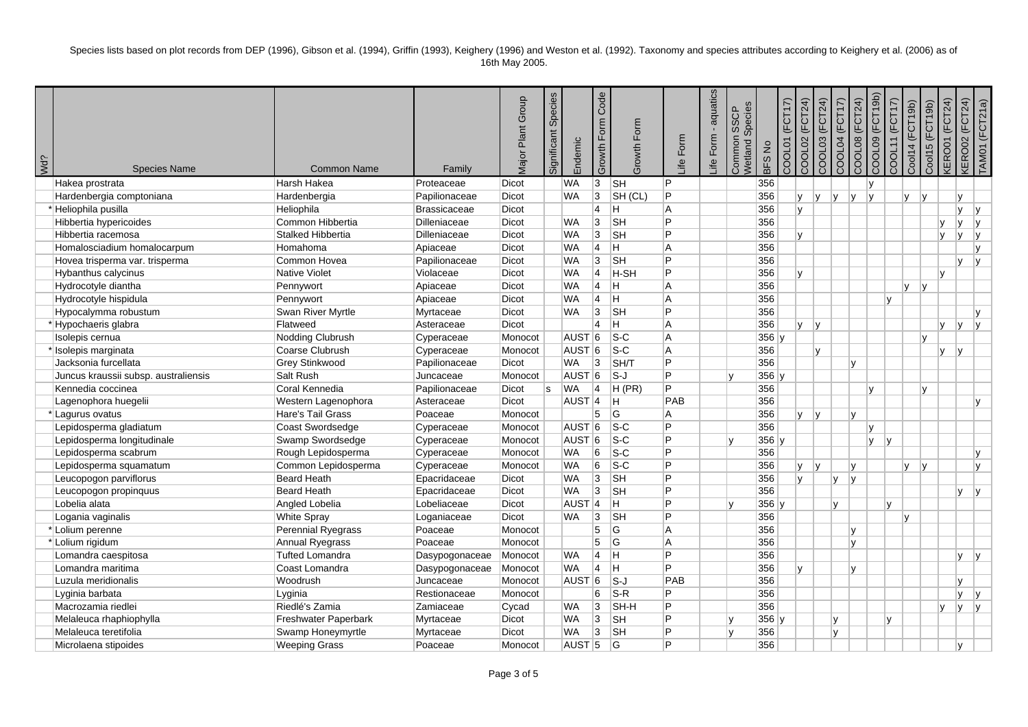Species lists based on plot records from DEP (1996), Gibson et al. (1994), Griffin (1993), Keighery (1996) and Weston et al. (1992). Taxonomy and species attributes according to Keighery et al. (2006) as of 16th May 2005.

| Wd? | Species Name | Common Name | Family | Major Plant Group | Significant Species | Endemic | Growth Form Code | Growth Form | Life Form | Life Form - aquatics | Common SSCP Wetland Species | BFS No | COOL01 (FCT17) | COOL02 (FCT24) | COOL03 (FCT24) | COOL04 (FCT17) | COOL08 (FCT24) | COOL09 (FCT19b) | COOL11 (FCT17) | Cool14 (FCT19b) | Cool15 (FCT19b) | KERO01 (FCT24) | KERO02 (FCT24) | TAM01 (FCT21a) |
|---|---|---|---|---|---|---|---|---|---|---|---|---|---|---|---|---|---|---|---|---|---|---|---|---|
| | Hakea prostrata | Harsh Hakea | Proteaceae | Dicot | | WA | 3 | SH | P | | | 356 | | | | | | y | | | | | | |
| | Hardenbergia comptoniana | Hardenbergia | Papilionaceae | Dicot | | WA | 3 | SH (CL) | P | | | 356 | | y | y | y | y | y | | y | y | | y | |
| * | Heliophila pusilla | Heliophila | Brassicaceae | Dicot | | | 4 | H | A | | | 356 | | y | | | | | | | | | y | y |
| | Hibbertia hypericoides | Common Hibbertia | Dilleniaceae | Dicot | | WA | 3 | SH | P | | | 356 | | | | | | | | | | y | y | y |
| | Hibbertia racemosa | Stalked Hibbertia | Dilleniaceae | Dicot | | WA | 3 | SH | P | | | 356 | | y | | | | | | | | y | y | y |
| | Homalosciadium homalocarpum | Homahoma | Apiaceae | Dicot | | WA | 4 | H | A | | | 356 | | | | | | | | | | | | y |
| | Hovea trisperma var. trisperma | Common Hovea | Papilionaceae | Dicot | | WA | 3 | SH | P | | | 356 | | | | | | | | | | | y | y |
| | Hybanthus calycinus | Native Violet | Violaceae | Dicot | | WA | 4 | H-SH | P | | | 356 | | y | | | | | | | | y | | |
| | Hydrocotyle diantha | Pennywort | Apiaceae | Dicot | | WA | 4 | H | A | | | 356 | | | | | | | | y | y | | | |
| | Hydrocotyle hispidula | Pennywort | Apiaceae | Dicot | | WA | 4 | H | A | | | 356 | | | | | | | y | | | | | |
| | Hypocalymma robustum | Swan River Myrtle | Myrtaceae | Dicot | | WA | 3 | SH | P | | | 356 | | | | | | | | | | | | y |
| * | Hypochaeris glabra | Flatweed | Asteraceae | Dicot | | | 4 | H | A | | | 356 | | y | y | | | | | | | y | y | y |
| | Isolepis cernua | Nodding Clubrush | Cyperaceae | Monocot | | AUST | 6 | S-C | A | | | 356 | y | | | | | | | | y | | | |
| * | Isolepis marginata | Coarse Clubrush | Cyperaceae | Monocot | | AUST | 6 | S-C | A | | | 356 | | | y | | | | | | | y | y | |
| | Jacksonia furcellata | Grey Stinkwood | Papilionaceae | Dicot | | WA | 3 | SH/T | P | | | 356 | | | | | y | | | | | | | |
| | Juncus kraussii subsp. australiensis | Salt Rush | Juncaceae | Monocot | | AUST | 6 | S-J | P | | y | 356 | y | | | | | | | | | | | |
| | Kennedia coccinea | Coral Kennedia | Papilionaceae | Dicot | s | WA | 4 | H (PR) | P | | | 356 | | | | | | y | | | y | | | |
| | Lagenophora huegelii | Western Lagenophora | Asteraceae | Dicot | | AUST | 4 | H | PAB | | | 356 | | | | | | | | | | | | y |
| * | Lagurus ovatus | Hare's Tail Grass | Poaceae | Monocot | | | 5 | G | A | | | 356 | | y | y | | y | | | | | | | |
| | Lepidosperma gladiatum | Coast Swordsedge | Cyperaceae | Monocot | | AUST | 6 | S-C | P | | | 356 | | | | | | y | | | | | | |
| | Lepidosperma longitudinale | Swamp Swordsedge | Cyperaceae | Monocot | | AUST | 6 | S-C | P | | y | 356 | y | | | | | y | y | | | | | |
| | Lepidosperma scabrum | Rough Lepidosperma | Cyperaceae | Monocot | | WA | 6 | S-C | P | | | 356 | | | | | | | | | | | | y |
| | Lepidosperma squamatum | Common Lepidosperma | Cyperaceae | Monocot | | WA | 6 | S-C | P | | | 356 | | y | y | | y | | | y | y | | | y |
| | Leucopogon parviflorus | Beard Heath | Epacridaceae | Dicot | | WA | 3 | SH | P | | | 356 | | y | | y | y | | | | | | | |
| | Leucopogon propinquus | Beard Heath | Epacridaceae | Dicot | | WA | 3 | SH | P | | | 356 | | | | | | | | | | | y | y |
| | Lobelia alata | Angled Lobelia | Lobeliaceae | Dicot | | AUST | 4 | H | P | | y | 356 | y | | | y | | | y | | | | | |
| | Logania vaginalis | White Spray | Loganiaceae | Dicot | | WA | 3 | SH | P | | | 356 | | | | | | | | y | | | | |
| * | Lolium perenne | Perennial Ryegrass | Poaceae | Monocot | | | 5 | G | A | | | 356 | | | | | y | | | | | | | |
| * | Lolium rigidum | Annual Ryegrass | Poaceae | Monocot | | | 5 | G | A | | | 356 | | | | | y | | | | | | | |
| | Lomandra caespitosa | Tufted Lomandra | Dasypogonaceae | Monocot | | WA | 4 | H | P | | | 356 | | | | | | | | | | | y | y |
| | Lomandra maritima | Coast Lomandra | Dasypogonaceae | Monocot | | WA | 4 | H | P | | | 356 | | y | | | y | | | | | | | |
| | Luzula meridionalis | Woodrush | Juncaceae | Monocot | | AUST | 6 | S-J | PAB | | | 356 | | | | | | | | | | | y | |
| | Lyginia barbata | Lyginia | Restionaceae | Monocot | | | 6 | S-R | P | | | 356 | | | | | | | | | | | y | y |
| | Macrozamia riedlei | Riedlé's Zamia | Zamiaceae | Cycad | | WA | 3 | SH-H | P | | | 356 | | | | | | | | | | y | y | y |
| | Melaleuca rhaphiophylla | Freshwater Paperbark | Myrtaceae | Dicot | | WA | 3 | SH | P | | y | 356 | y | | | y | | | y | | | | | |
| | Melaleuca teretifolia | Swamp Honeymyrtle | Myrtaceae | Dicot | | WA | 3 | SH | P | | y | 356 | | | | y | | | | | | | | |
| | Microlaena stipoides | Weeping Grass | Poaceae | Monocot | | AUST | 5 | G | P | | | 356 | | | | | | | | | | | y | |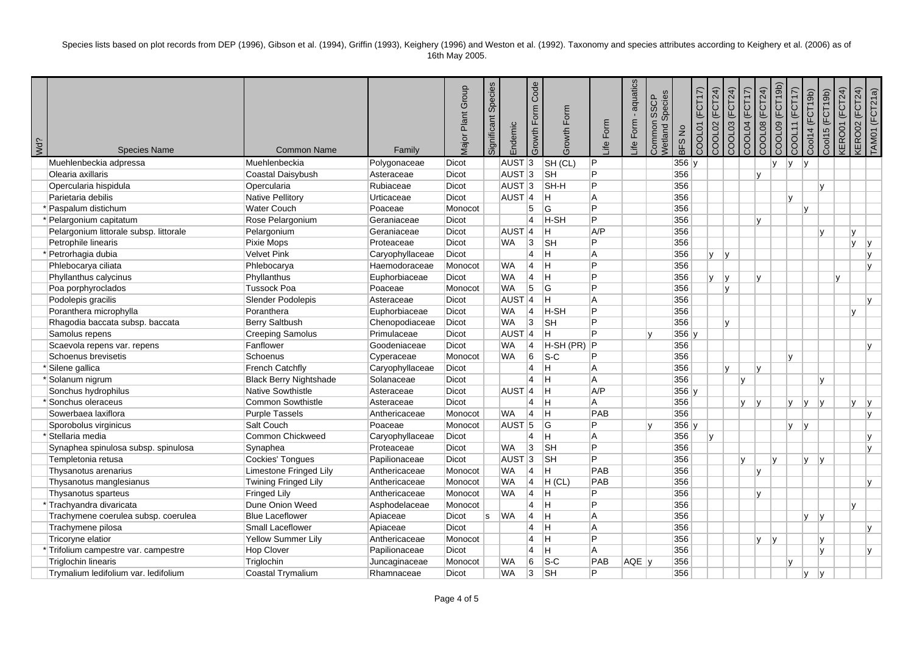Species lists based on plot records from DEP (1996), Gibson et al. (1994), Griffin (1993), Keighery (1996) and Weston et al. (1992). Taxonomy and species attributes according to Keighery et al. (2006) as of 16th May 2005.

| Wd? | Species Name | Common Name | Family | Major Plant Group | Significant Species | Endemic | Growth Form Code | Growth Form | Life Form | Life Form - aquatics | Common SSCP Wetland Species | BFS No | COOL01 (FCT17) | COOL02 (FCT24) | COOL03 (FCT24) | COOL04 (FCT17) | COOL08 (FCT24) | COOL09 (FCT19b) | COOL11 (FCT17) | Cool14 (FCT19b) | Cool15 (FCT19b) | KERO01 (FCT24) | KERO02 (FCT24) | TAM01 (FCT21a) |
|---|---|---|---|---|---|---|---|---|---|---|---|---|---|---|---|---|---|---|---|---|---|---|---|---|
| | Muehlenbeckia adpressa | Muehlenbeckia | Polygonaceae | Dicot | | AUST | 3 | SH (CL) | P | | | 356 | y | | | | | y | y | y | | | | |
| | Olearia axillaris | Coastal Daisybush | Asteraceae | Dicot | | AUST | 3 | SH | P | | | 356 | | | | | y | | | | | | | |
| | Opercularia hispidula | Opercularia | Rubiaceae | Dicot | | AUST | 3 | SH-H | P | | | 356 | | | | | | | | | y | | | |
| | Parietaria debilis | Native Pellitory | Urticaceae | Dicot | | AUST | 4 | H | A | | | 356 | | | | | | | y | | | | | |
| * | Paspalum distichum | Water Couch | Poaceae | Monocot | | | 5 | G | P | | | 356 | | | | | | | | y | | | | |
| * | Pelargonium capitatum | Rose Pelargonium | Geraniaceae | Dicot | | | 4 | H-SH | P | | | 356 | | | | | y | | | | | | | |
| | Pelargonium littorale subsp. littorale | Pelargonium | Geraniaceae | Dicot | | AUST | 4 | H | A/P | | | 356 | | | | | | | | | y | | y | |
| | Petrophile linearis | Pixie Mops | Proteaceae | Dicot | | WA | 3 | SH | P | | | 356 | | | | | | | | | | | y | y |
| * | Petrorhagia dubia | Velvet Pink | Caryophyllaceae | Dicot | | | 4 | H | A | | | 356 | | y | y | | | | | | | | | y |
| | Phlebocarya ciliata | Phlebocarya | Haemodoraceae | Monocot | | WA | 4 | H | P | | | 356 | | | | | | | | | | | | y |
| | Phyllanthus calycinus | Phyllanthus | Euphorbiaceae | Dicot | | WA | 4 | H | P | | | 356 | | y | y | | y | | | | | y | | |
| | Poa porphyroclados | Tussock Poa | Poaceae | Monocot | | WA | 5 | G | P | | | 356 | | | y | | | | | | | | | |
| | Podolepis gracilis | Slender Podolepis | Asteraceae | Dicot | | AUST | 4 | H | A | | | 356 | | | | | | | | | | | | y |
| | Poranthera microphylla | Poranthera | Euphorbiaceae | Dicot | | WA | 4 | H-SH | P | | | 356 | | | | | | | | | | | y | |
| | Rhagodia baccata subsp. baccata | Berry Saltbush | Chenopodiaceae | Dicot | | WA | 3 | SH | P | | | 356 | | | y | | | | | | | | | |
| | Samolus repens | Creeping Samolus | Primulaceae | Dicot | | AUST | 4 | H | P | | y | 356 | y | | | | | | | | | | | |
| | Scaevola repens var. repens | Fanflower | Goodeniaceae | Dicot | | WA | 4 | H-SH (PR) | P | | | 356 | | | | | | | | | | | | y |
| | Schoenus brevisetis | Schoenus | Cyperaceae | Monocot | | WA | 6 | S-C | P | | | 356 | | | | | | | y | | | | | |
| * | Silene gallica | French Catchfly | Caryophyllaceae | Dicot | | | 4 | H | A | | | 356 | | | y | | y | | | | | | | |
| * | Solanum nigrum | Black Berry Nightshade | Solanaceae | Dicot | | | 4 | H | A | | | 356 | | | | y | | | | | y | | | |
| | Sonchus hydrophilus | Native Sowthistle | Asteraceae | Dicot | | AUST | 4 | H | A/P | | | 356 | y | | | | | | | | | | | |
| * | Sonchus oleraceus | Common Sowthistle | Asteraceae | Dicot | | | 4 | H | A | | | 356 | | | | y | y | | y | y | y | | y | y |
| | Sowerbaea laxiflora | Purple Tassels | Anthericaceae | Monocot | | WA | 4 | H | PAB | | | 356 | | | | | | | | | | | | y |
| | Sporobolus virginicus | Salt Couch | Poaceae | Monocot | | AUST | 5 | G | P | | y | 356 | y | | | | | | y | y | | | | |
| * | Stellaria media | Common Chickweed | Caryophyllaceae | Dicot | | | 4 | H | A | | | 356 | | y | | | | | | | | | | y |
| | Synaphea spinulosa subsp. spinulosa | Synaphea | Proteaceae | Dicot | | WA | 3 | SH | P | | | 356 | | | | | | | | | | | | y |
| | Templetonia retusa | Cockies' Tongues | Papilionaceae | Dicot | | AUST | 3 | SH | P | | | 356 | | | | y | | y | | y | y | | | |
| | Thysanotus arenarius | Limestone Fringed Lily | Anthericaceae | Monocot | | WA | 4 | H | PAB | | | 356 | | | | | y | | | | | | | |
| | Thysanotus manglesianus | Twining Fringed Lily | Anthericaceae | Monocot | | WA | 4 | H (CL) | PAB | | | 356 | | | | | | | | | | | | y |
| | Thysanotus sparteus | Fringed Lily | Anthericaceae | Monocot | | WA | 4 | H | P | | | 356 | | | | | y | | | | | | | |
| * | Trachyandra divaricata | Dune Onion Weed | Asphodelaceae | Monocot | | | 4 | H | P | | | 356 | | | | | | | | | | | y | |
| | Trachymene coerulea subsp. coerulea | Blue Laceflower | Apiaceae | Dicot | s | WA | 4 | H | A | | | 356 | | | | | | | | y | y | | | |
| | Trachymene pilosa | Small Laceflower | Apiaceae | Dicot | | | 4 | H | A | | | 356 | | | | | | | | | | | | y |
| | Tricoryne elatior | Yellow Summer Lily | Anthericaceae | Monocot | | | 4 | H | P | | | 356 | | | | y | y | | | | y | | | |
| * | Trifolium campestre var. campestre | Hop Clover | Papilionaceae | Dicot | | | 4 | H | A | | | 356 | | | | | | | | | y | | | y |
| | Triglochin linearis | Triglochin | Juncaginaceae | Monocot | | WA | 6 | S-C | PAB | AQE | y | 356 | | | | | | | y | | | | | |
| | Trymalium ledifolium var. ledifolium | Coastal Trymalium | Rhamnaceae | Dicot | | WA | 3 | SH | P | | | 356 | | | | | | | | y | y | | | |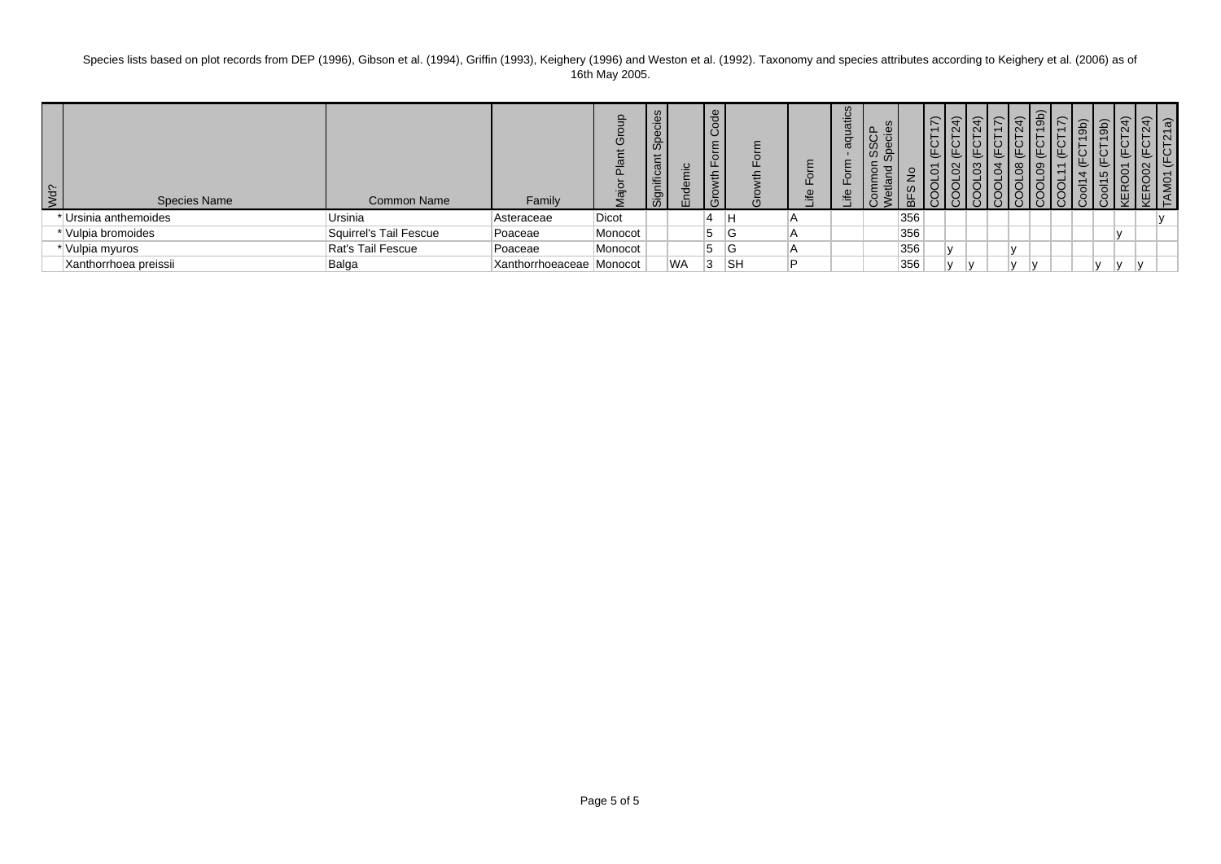Species lists based on plot records from DEP (1996), Gibson et al. (1994), Griffin (1993), Keighery (1996) and Weston et al. (1992). Taxonomy and species attributes according to Keighery et al. (2006) as of 16th May 2005.

| Wd? | Species Name | Common Name | Family | Major Plant Group | Significant Species | Endemic | Growth Form Code | Growth Form | Life Form | Life Form - aquatics | Common SSCP Wetland Species | BFS No | COOL01 (FCT17) | COOL02 (FCT24) | COOL03 (FCT24) | COOL04 (FCT17) | COOL08 (FCT24) | COOL09 (FCT19b) | COOL11 (FCT17) | Cool14 (FCT19b) | Cool15 (FCT19b) | KERO01 (FCT24) | KERO02 (FCT24) | TAM01 (FCT21a) |
|---|---|---|---|---|---|---|---|---|---|---|---|---|---|---|---|---|---|---|---|---|---|---|---|---|
| * | Ursinia anthemoides | Ursinia | Asteraceae | Dicot | | | 4 | H | A | | | 356 | | | | | | | | | | | | y |
| * | Vulpia bromoides | Squirrel's Tail Fescue | Poaceae | Monocot | | | 5 | G | A | | | 356 | | | | | | | | | | y | | |
| * | Vulpia myuros | Rat's Tail Fescue | Poaceae | Monocot | | | 5 | G | A | | | 356 | | y | | | y | | | | | | | |
| | Xanthorrhoea preissii | Balga | Xanthorrhoeaceae | Monocot | | WA | 3 | SH | P | | | 356 | | y | y | | y | y | | y | y | y | | |